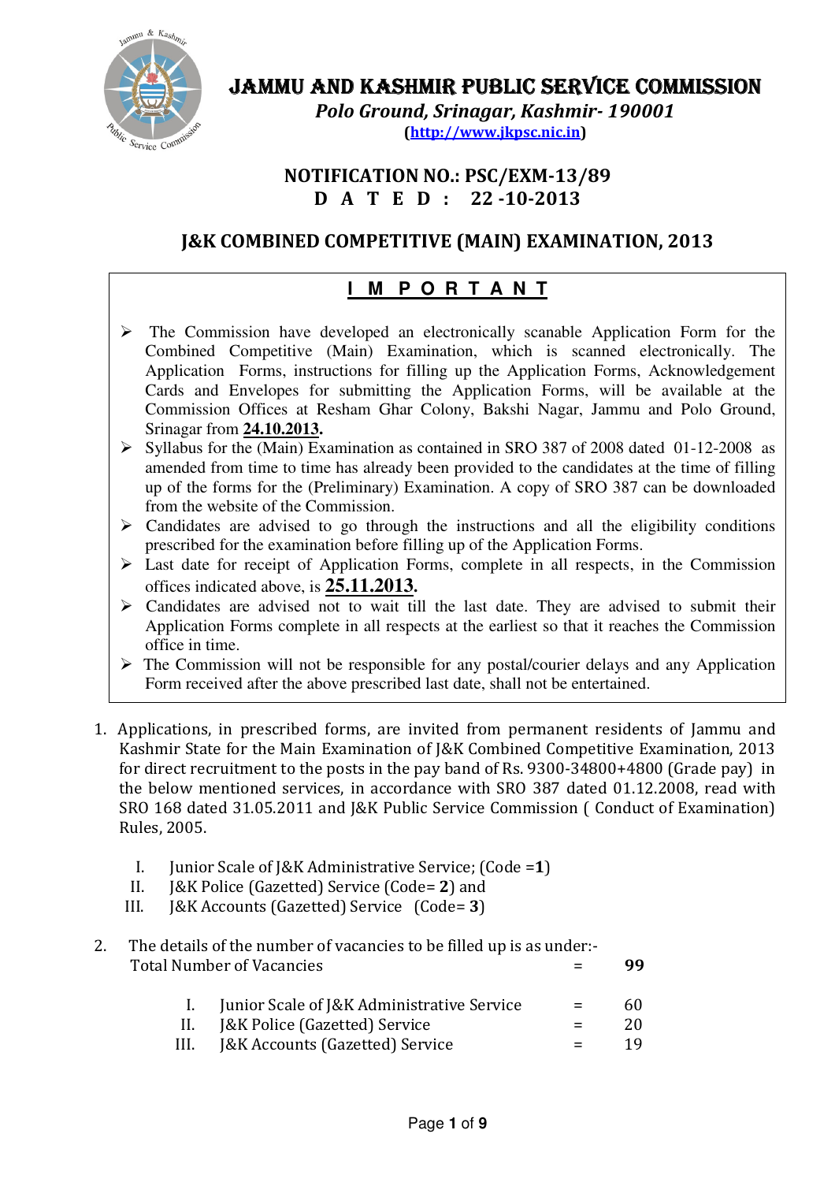# JAMMU AND KASHMIR PUBLIC SERVICE COMMISSION

*Polo Ground, Srinagar, Kashmir- 190001*

(http://www.jkpsc.nic.in)

## NOTIFICATION NO.: PSC/EXM-13/89
## D A T E D : 22 -10-2013

## J&K COMBINED COMPETITIVE (MAIN) EXAMINATION, 2013

### I M P O R T A N T

- The Commission have developed an electronically scanable Application Form for the Combined Competitive (Main) Examination, which is scanned electronically. The Application Forms, instructions for filling up the Application Forms, Acknowledgement Cards and Envelopes for submitting the Application Forms, will be available at the Commission Offices at Resham Ghar Colony, Bakshi Nagar, Jammu and Polo Ground, Srinagar from **24.10.2013.**
- Syllabus for the (Main) Examination as contained in SRO 387 of 2008 dated 01-12-2008 as amended from time to time has already been provided to the candidates at the time of filling up of the forms for the (Preliminary) Examination. A copy of SRO 387 can be downloaded from the website of the Commission.
- Candidates are advised to go through the instructions and all the eligibility conditions prescribed for the examination before filling up of the Application Forms.
- Last date for receipt of Application Forms, complete in all respects, in the Commission offices indicated above, is **25.11.2013.**
- Candidates are advised not to wait till the last date. They are advised to submit their Application Forms complete in all respects at the earliest so that it reaches the Commission office in time.
- The Commission will not be responsible for any postal/courier delays and any Application Form received after the above prescribed last date, shall not be entertained.

1. Applications, in prescribed forms, are invited from permanent residents of Jammu and Kashmir State for the Main Examination of J&K Combined Competitive Examination, 2013 for direct recruitment to the posts in the pay band of Rs. 9300-34800+4800 (Grade pay) in the below mentioned services, in accordance with SRO 387 dated 01.12.2008, read with SRO 168 dated 31.05.2011 and J&K Public Service Commission ( Conduct of Examination) Rules, 2005.

   I. Junior Scale of J&K Administrative Service; (Code =**1**)
   II. J&K Police (Gazetted) Service (Code= **2**) and
   III. J&K Accounts (Gazetted) Service (Code= **3**)

2. The details of the number of vacancies to be filled up is as under:-

   Total Number of Vacancies = **99**

   | | | | |
   |---|---|---|---|
   | I. | Junior Scale of J&K Administrative Service | = | 60 |
   | II. | J&K Police (Gazetted) Service | = | 20 |
   | III. | J&K Accounts (Gazetted) Service | = | 19 |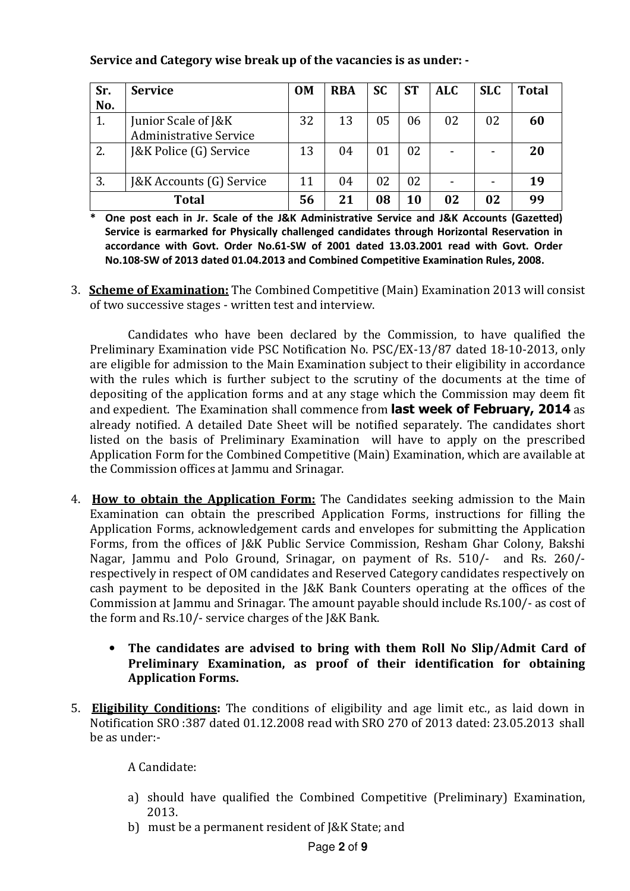**Service and Category wise break up of the vacancies is as under: -**

| Sr. No. | Service | OM | RBA | SC | ST | ALC | SLC | Total |
|---|---|---|---|---|---|---|---|---|
| 1. | Junior Scale of J&K Administrative Service | 32 | 13 | 05 | 06 | 02 | 02 | **60** |
| 2. | J&K Police (G) Service | 13 | 04 | 01 | 02 | - | - | **20** |
| 3. | J&K Accounts (G) Service | 11 | 04 | 02 | 02 | - | - | **19** |
| | **Total** | **56** | **21** | **08** | **10** | **02** | **02** | **99** |

**\* One post each in Jr. Scale of the J&K Administrative Service and J&K Accounts (Gazetted) Service is earmarked for Physically challenged candidates through Horizontal Reservation in accordance with Govt. Order No.61-SW of 2001 dated 13.03.2001 read with Govt. Order No.108-SW of 2013 dated 01.04.2013 and Combined Competitive Examination Rules, 2008.**

3. **Scheme of Examination:** The Combined Competitive (Main) Examination 2013 will consist of two successive stages - written test and interview.

   Candidates who have been declared by the Commission, to have qualified the Preliminary Examination vide PSC Notification No. PSC/EX-13/87 dated 18-10-2013, only are eligible for admission to the Main Examination subject to their eligibility in accordance with the rules which is further subject to the scrutiny of the documents at the time of depositing of the application forms and at any stage which the Commission may deem fit and expedient. The Examination shall commence from **last week of February, 2014** as already notified. A detailed Date Sheet will be notified separately. The candidates short listed on the basis of Preliminary Examination will have to apply on the prescribed Application Form for the Combined Competitive (Main) Examination, which are available at the Commission offices at Jammu and Srinagar.

4. **How to obtain the Application Form:** The Candidates seeking admission to the Main Examination can obtain the prescribed Application Forms, instructions for filling the Application Forms, acknowledgement cards and envelopes for submitting the Application Forms, from the offices of J&K Public Service Commission, Resham Ghar Colony, Bakshi Nagar, Jammu and Polo Ground, Srinagar, on payment of Rs. 510/- and Rs. 260/- respectively in respect of OM candidates and Reserved Category candidates respectively on cash payment to be deposited in the J&K Bank Counters operating at the offices of the Commission at Jammu and Srinagar. The amount payable should include Rs.100/- as cost of the form and Rs.10/- service charges of the J&K Bank.

   - **The candidates are advised to bring with them Roll No Slip/Admit Card of Preliminary Examination, as proof of their identification for obtaining Application Forms.**

5. **Eligibility Conditions:** The conditions of eligibility and age limit etc., as laid down in Notification SRO :387 dated 01.12.2008 read with SRO 270 of 2013 dated: 23.05.2013 shall be as under:-

   A Candidate:

   a) should have qualified the Combined Competitive (Preliminary) Examination, 2013.
   b) must be a permanent resident of J&K State; and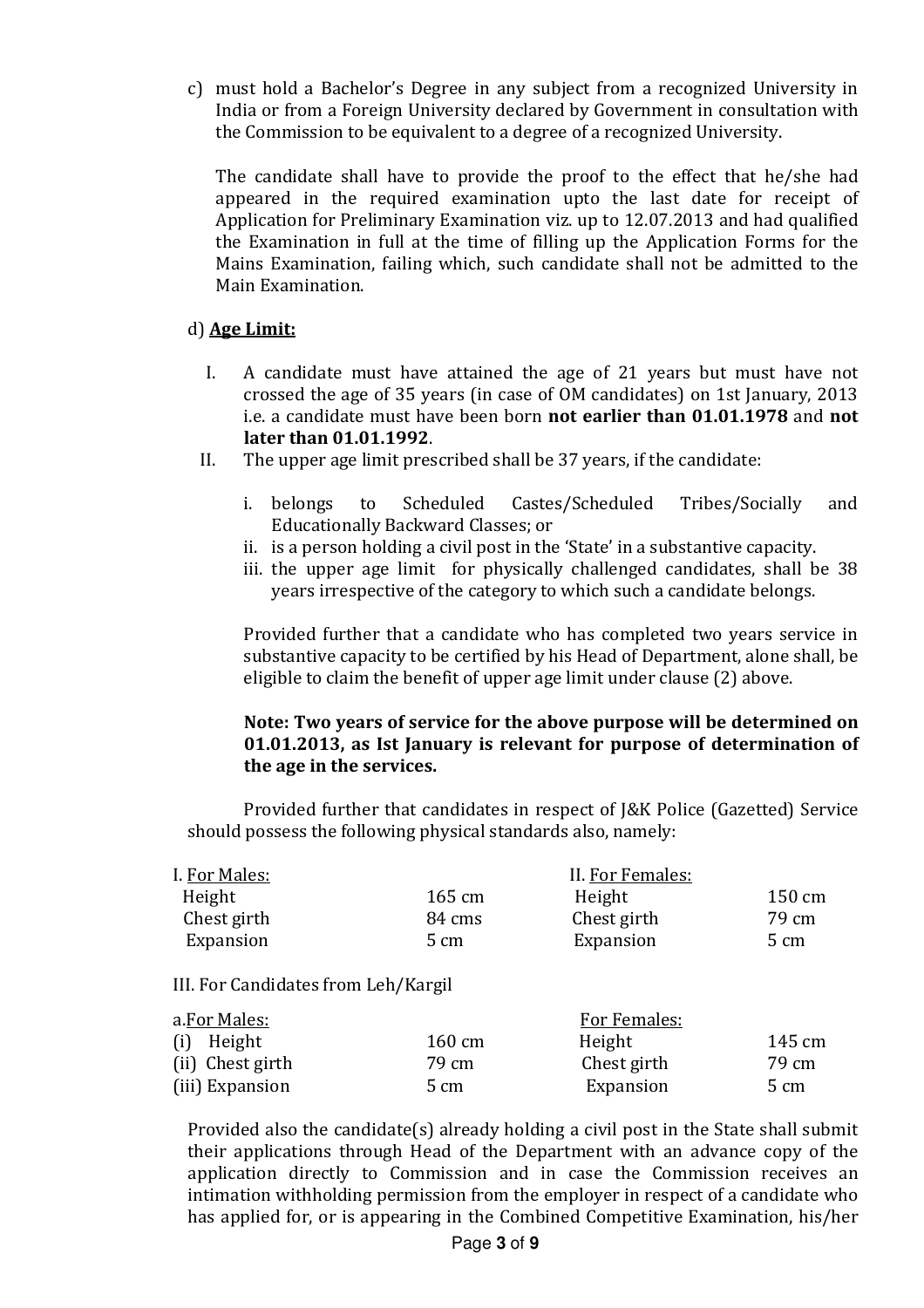c) must hold a Bachelor's Degree in any subject from a recognized University in India or from a Foreign University declared by Government in consultation with the Commission to be equivalent to a degree of a recognized University.

The candidate shall have to provide the proof to the effect that he/she had appeared in the required examination upto the last date for receipt of Application for Preliminary Examination viz. up to 12.07.2013 and had qualified the Examination in full at the time of filling up the Application Forms for the Mains Examination, failing which, such candidate shall not be admitted to the Main Examination.

d) **Age Limit:**

I. A candidate must have attained the age of 21 years but must have not crossed the age of 35 years (in case of OM candidates) on 1st January, 2013 i.e. a candidate must have been born **not earlier than 01.01.1978** and **not later than 01.01.1992**.

II. The upper age limit prescribed shall be 37 years, if the candidate:

   i. belongs to Scheduled Castes/Scheduled Tribes/Socially and Educationally Backward Classes; or
   ii. is a person holding a civil post in the 'State' in a substantive capacity.
   iii. the upper age limit for physically challenged candidates, shall be 38 years irrespective of the category to which such a candidate belongs.

Provided further that a candidate who has completed two years service in substantive capacity to be certified by his Head of Department, alone shall, be eligible to claim the benefit of upper age limit under clause (2) above.

**Note: Two years of service for the above purpose will be determined on 01.01.2013, as Ist January is relevant for purpose of determination of the age in the services.**

Provided further that candidates in respect of J&K Police (Gazetted) Service should possess the following physical standards also, namely:

| I. For Males: | | II. For Females: | |
|---|---|---|---|
| Height | 165 cm | Height | 150 cm |
| Chest girth | 84 cms | Chest girth | 79 cm |
| Expansion | 5 cm | Expansion | 5 cm |

III. For Candidates from Leh/Kargil

| a. For Males: | | For Females: | |
|---|---|---|---|
| (i) Height | 160 cm | Height | 145 cm |
| (ii) Chest girth | 79 cm | Chest girth | 79 cm |
| (iii) Expansion | 5 cm | Expansion | 5 cm |

Provided also the candidate(s) already holding a civil post in the State shall submit their applications through Head of the Department with an advance copy of the application directly to Commission and in case the Commission receives an intimation withholding permission from the employer in respect of a candidate who has applied for, or is appearing in the Combined Competitive Examination, his/her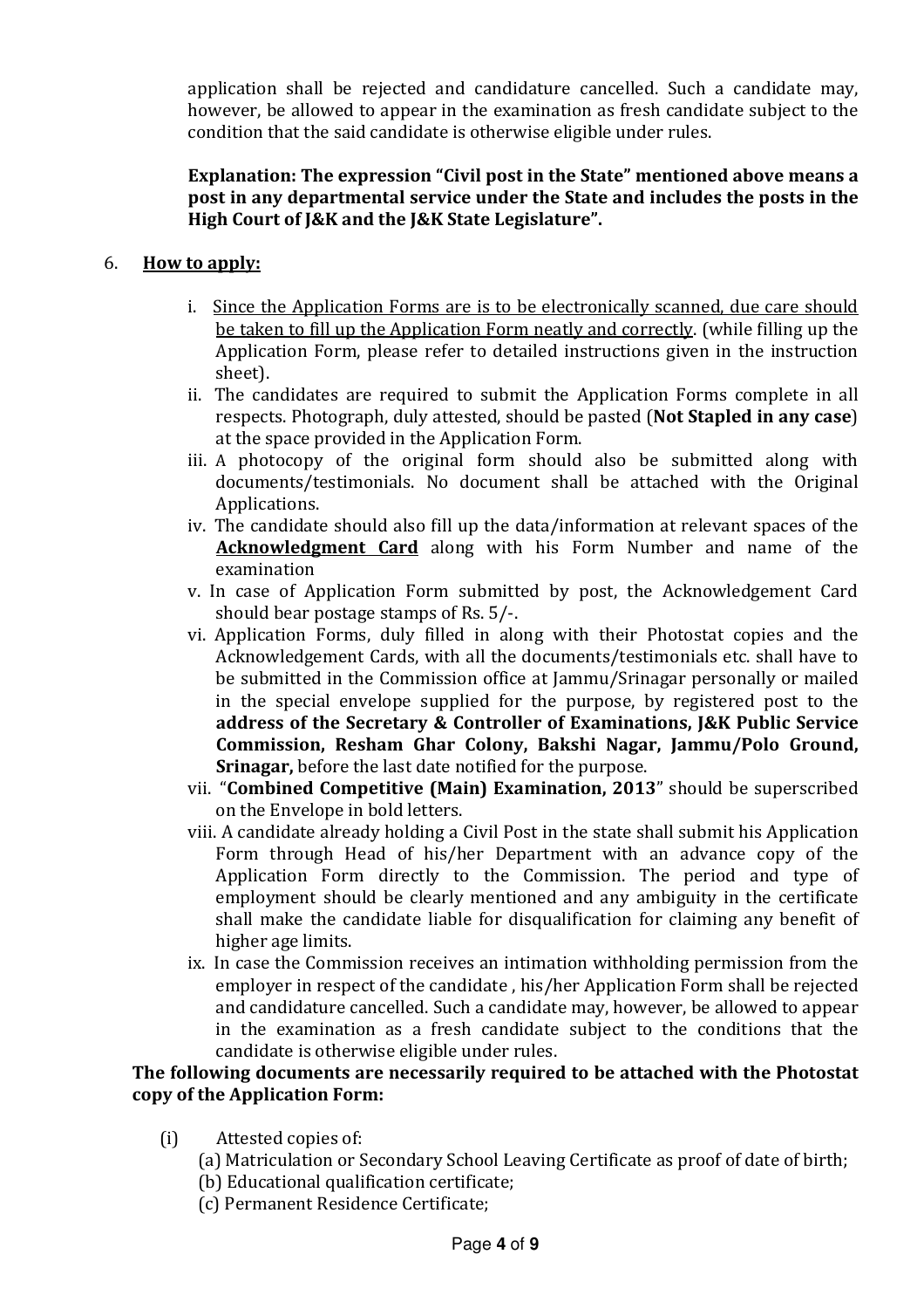application shall be rejected and candidature cancelled. Such a candidate may, however, be allowed to appear in the examination as fresh candidate subject to the condition that the said candidate is otherwise eligible under rules.

**Explanation: The expression "Civil post in the State" mentioned above means a post in any departmental service under the State and includes the posts in the High Court of J&K and the J&K State Legislature".**

6. **How to apply:**

   i. Since the Application Forms are is to be electronically scanned, due care should be taken to fill up the Application Form neatly and correctly. (while filling up the Application Form, please refer to detailed instructions given in the instruction sheet).

   ii. The candidates are required to submit the Application Forms complete in all respects. Photograph, duly attested, should be pasted (**Not Stapled in any case**) at the space provided in the Application Form.

   iii. A photocopy of the original form should also be submitted along with documents/testimonials. No document shall be attached with the Original Applications.

   iv. The candidate should also fill up the data/information at relevant spaces of the **Acknowledgment Card** along with his Form Number and name of the examination

   v. In case of Application Form submitted by post, the Acknowledgement Card should bear postage stamps of Rs. 5/-.

   vi. Application Forms, duly filled in along with their Photostat copies and the Acknowledgement Cards, with all the documents/testimonials etc. shall have to be submitted in the Commission office at Jammu/Srinagar personally or mailed in the special envelope supplied for the purpose, by registered post to the **address of the Secretary & Controller of Examinations, J&K Public Service Commission, Resham Ghar Colony, Bakshi Nagar, Jammu/Polo Ground, Srinagar,** before the last date notified for the purpose.

   vii. "**Combined Competitive (Main) Examination, 2013**" should be superscribed on the Envelope in bold letters.

   viii. A candidate already holding a Civil Post in the state shall submit his Application Form through Head of his/her Department with an advance copy of the Application Form directly to the Commission. The period and type of employment should be clearly mentioned and any ambiguity in the certificate shall make the candidate liable for disqualification for claiming any benefit of higher age limits.

   ix. In case the Commission receives an intimation withholding permission from the employer in respect of the candidate , his/her Application Form shall be rejected and candidature cancelled. Such a candidate may, however, be allowed to appear in the examination as a fresh candidate subject to the conditions that the candidate is otherwise eligible under rules.

**The following documents are necessarily required to be attached with the Photostat copy of the Application Form:**

(i) Attested copies of:

   (a) Matriculation or Secondary School Leaving Certificate as proof of date of birth;

   (b) Educational qualification certificate;

   (c) Permanent Residence Certificate;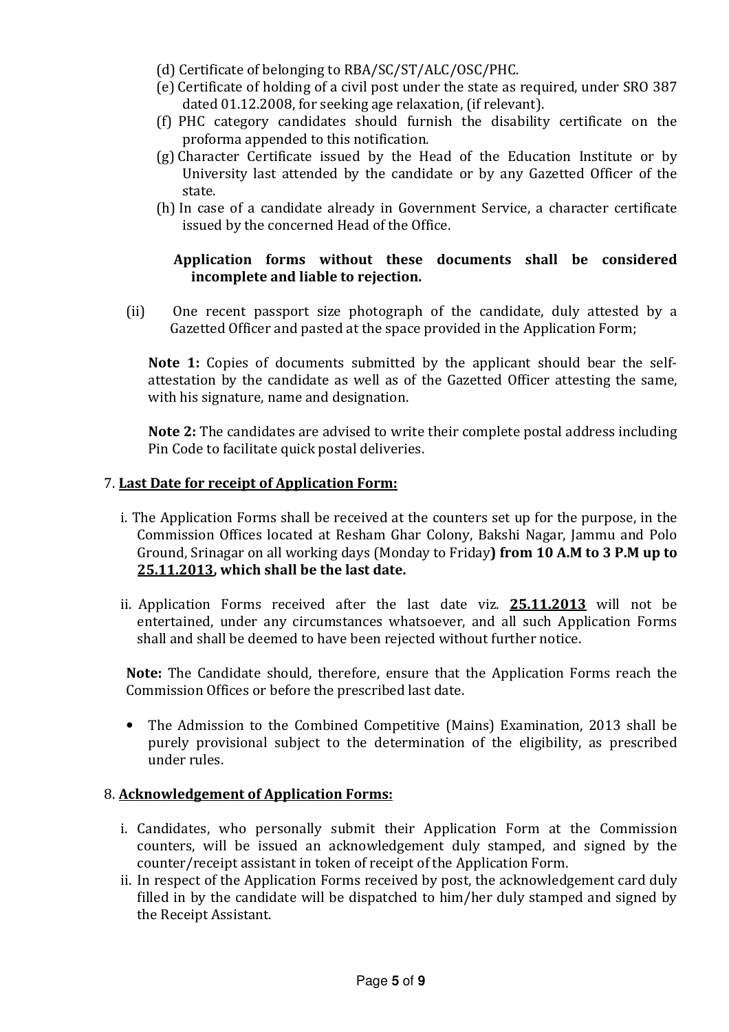(d) Certificate of belonging to RBA/SC/ST/ALC/OSC/PHC.

(e) Certificate of holding of a civil post under the state as required, under SRO 387 dated 01.12.2008, for seeking age relaxation, (if relevant).

(f) PHC category candidates should furnish the disability certificate on the proforma appended to this notification.

(g) Character Certificate issued by the Head of the Education Institute or by University last attended by the candidate or by any Gazetted Officer of the state.

(h) In case of a candidate already in Government Service, a character certificate issued by the concerned Head of the Office.

**Application forms without these documents shall be considered incomplete and liable to rejection.**

(ii) One recent passport size photograph of the candidate, duly attested by a Gazetted Officer and pasted at the space provided in the Application Form;

**Note 1:** Copies of documents submitted by the applicant should bear the self-attestation by the candidate as well as of the Gazetted Officer attesting the same, with his signature, name and designation.

**Note 2:** The candidates are advised to write their complete postal address including Pin Code to facilitate quick postal deliveries.

7. **Last Date for receipt of Application Form:**

i. The Application Forms shall be received at the counters set up for the purpose, in the Commission Offices located at Resham Ghar Colony, Bakshi Nagar, Jammu and Polo Ground, Srinagar on all working days (Monday to Friday**) from 10 A.M to 3 P.M up to 25.11.2013, which shall be the last date.**

ii. Application Forms received after the last date viz. **25.11.2013** will not be entertained, under any circumstances whatsoever, and all such Application Forms shall and shall be deemed to have been rejected without further notice.

**Note:** The Candidate should, therefore, ensure that the Application Forms reach the Commission Offices or before the prescribed last date.

- The Admission to the Combined Competitive (Mains) Examination, 2013 shall be purely provisional subject to the determination of the eligibility, as prescribed under rules.

8. **Acknowledgement of Application Forms:**

i. Candidates, who personally submit their Application Form at the Commission counters, will be issued an acknowledgement duly stamped, and signed by the counter/receipt assistant in token of receipt of the Application Form.

ii. In respect of the Application Forms received by post, the acknowledgement card duly filled in by the candidate will be dispatched to him/her duly stamped and signed by the Receipt Assistant.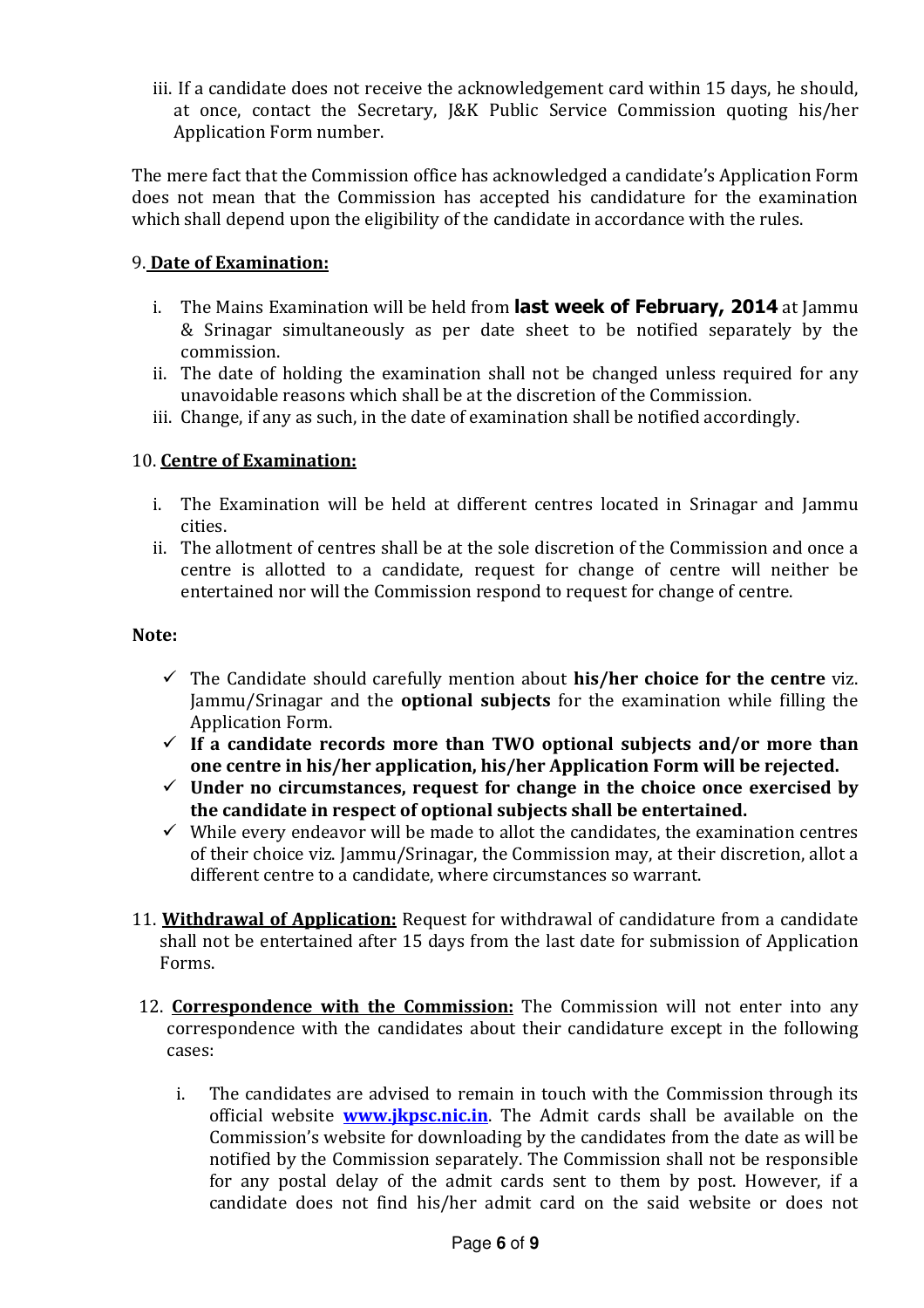iii. If a candidate does not receive the acknowledgement card within 15 days, he should, at once, contact the Secretary, J&K Public Service Commission quoting his/her Application Form number.

The mere fact that the Commission office has acknowledged a candidate's Application Form does not mean that the Commission has accepted his candidature for the examination which shall depend upon the eligibility of the candidate in accordance with the rules.

9. **Date of Examination:**

i. The Mains Examination will be held from **last week of February, 2014** at Jammu & Srinagar simultaneously as per date sheet to be notified separately by the commission.
ii. The date of holding the examination shall not be changed unless required for any unavoidable reasons which shall be at the discretion of the Commission.
iii. Change, if any as such, in the date of examination shall be notified accordingly.

10. **Centre of Examination:**

i. The Examination will be held at different centres located in Srinagar and Jammu cities.
ii. The allotment of centres shall be at the sole discretion of the Commission and once a centre is allotted to a candidate, request for change of centre will neither be entertained nor will the Commission respond to request for change of centre.

**Note:**

- ✓ The Candidate should carefully mention about **his/her choice for the centre** viz. Jammu/Srinagar and the **optional subjects** for the examination while filling the Application Form.
- ✓ **If a candidate records more than TWO optional subjects and/or more than one centre in his/her application, his/her Application Form will be rejected.**
- ✓ **Under no circumstances, request for change in the choice once exercised by the candidate in respect of optional subjects shall be entertained.**
- ✓ While every endeavor will be made to allot the candidates, the examination centres of their choice viz. Jammu/Srinagar, the Commission may, at their discretion, allot a different centre to a candidate, where circumstances so warrant.

11. **Withdrawal of Application:** Request for withdrawal of candidature from a candidate shall not be entertained after 15 days from the last date for submission of Application Forms.

12. **Correspondence with the Commission:** The Commission will not enter into any correspondence with the candidates about their candidature except in the following cases:

i. The candidates are advised to remain in touch with the Commission through its official website **www.jkpsc.nic.in**. The Admit cards shall be available on the Commission's website for downloading by the candidates from the date as will be notified by the Commission separately. The Commission shall not be responsible for any postal delay of the admit cards sent to them by post. However, if a candidate does not find his/her admit card on the said website or does not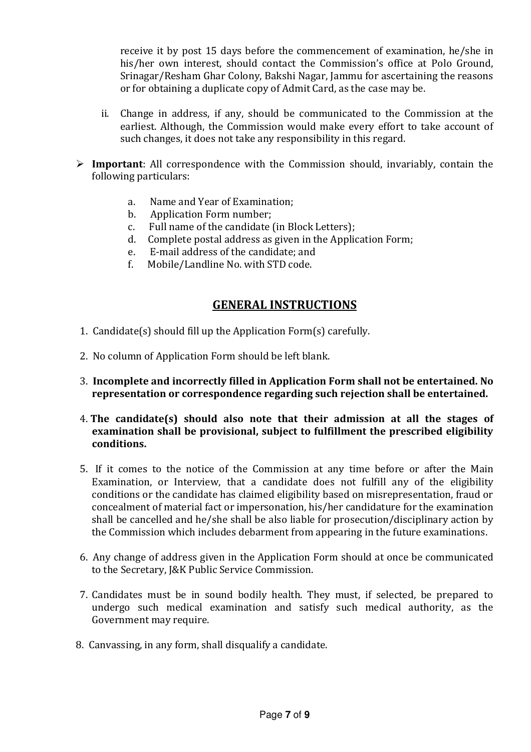receive it by post 15 days before the commencement of examination, he/she in his/her own interest, should contact the Commission's office at Polo Ground, Srinagar/Resham Ghar Colony, Bakshi Nagar, Jammu for ascertaining the reasons or for obtaining a duplicate copy of Admit Card, as the case may be.

ii. Change in address, if any, should be communicated to the Commission at the earliest. Although, the Commission would make every effort to take account of such changes, it does not take any responsibility in this regard.

- **Important**: All correspondence with the Commission should, invariably, contain the following particulars:

  a. Name and Year of Examination;
  b. Application Form number;
  c. Full name of the candidate (in Block Letters);
  d. Complete postal address as given in the Application Form;
  e. E-mail address of the candidate; and
  f. Mobile/Landline No. with STD code.

## GENERAL INSTRUCTIONS

1. Candidate(s) should fill up the Application Form(s) carefully.
2. No column of Application Form should be left blank.
3. **Incomplete and incorrectly filled in Application Form shall not be entertained. No representation or correspondence regarding such rejection shall be entertained.**
4. **The candidate(s) should also note that their admission at all the stages of examination shall be provisional, subject to fulfillment the prescribed eligibility conditions.**
5. If it comes to the notice of the Commission at any time before or after the Main Examination, or Interview, that a candidate does not fulfill any of the eligibility conditions or the candidate has claimed eligibility based on misrepresentation, fraud or concealment of material fact or impersonation, his/her candidature for the examination shall be cancelled and he/she shall be also liable for prosecution/disciplinary action by the Commission which includes debarment from appearing in the future examinations.
6. Any change of address given in the Application Form should at once be communicated to the Secretary, J&K Public Service Commission.
7. Candidates must be in sound bodily health. They must, if selected, be prepared to undergo such medical examination and satisfy such medical authority, as the Government may require.
8. Canvassing, in any form, shall disqualify a candidate.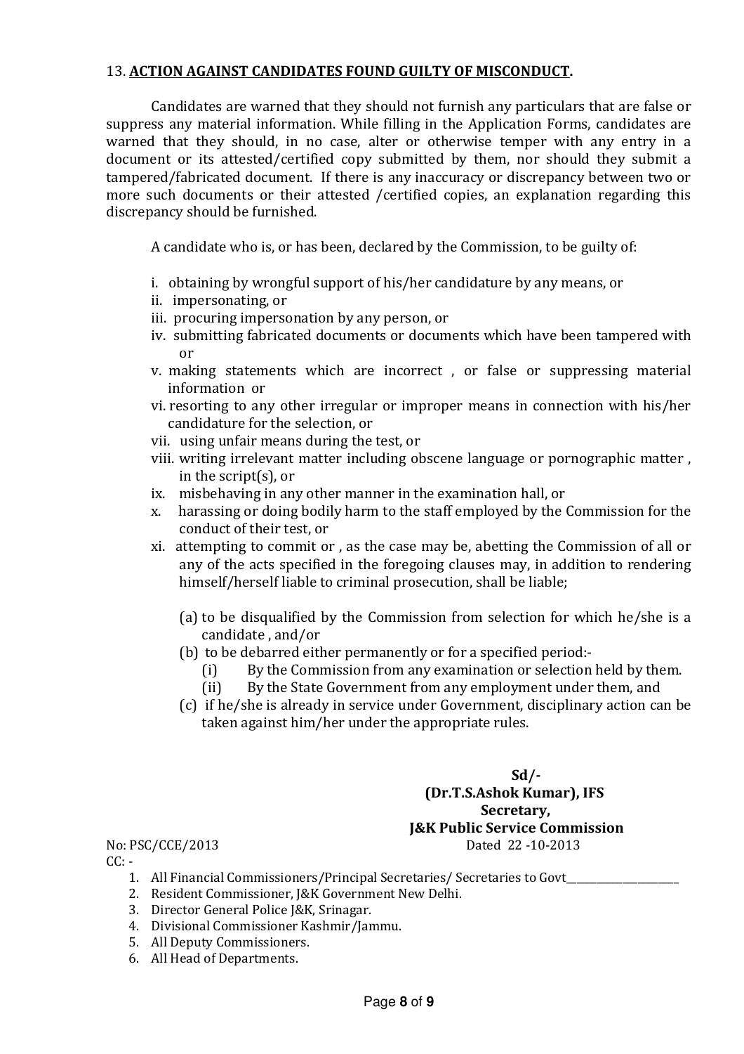13. **ACTION AGAINST CANDIDATES FOUND GUILTY OF MISCONDUCT.**

Candidates are warned that they should not furnish any particulars that are false or suppress any material information. While filling in the Application Forms, candidates are warned that they should, in no case, alter or otherwise temper with any entry in a document or its attested/certified copy submitted by them, nor should they submit a tampered/fabricated document. If there is any inaccuracy or discrepancy between two or more such documents or their attested /certified copies, an explanation regarding this discrepancy should be furnished.

A candidate who is, or has been, declared by the Commission, to be guilty of:

i. obtaining by wrongful support of his/her candidature by any means, or
ii. impersonating, or
iii. procuring impersonation by any person, or
iv. submitting fabricated documents or documents which have been tampered with or
v. making statements which are incorrect , or false or suppressing material information or
vi. resorting to any other irregular or improper means in connection with his/her candidature for the selection, or
vii. using unfair means during the test, or
viii. writing irrelevant matter including obscene language or pornographic matter , in the script(s), or
ix. misbehaving in any other manner in the examination hall, or
x. harassing or doing bodily harm to the staff employed by the Commission for the conduct of their test, or
xi. attempting to commit or , as the case may be, abetting the Commission of all or any of the acts specified in the foregoing clauses may, in addition to rendering himself/herself liable to criminal prosecution, shall be liable;

(a) to be disqualified by the Commission from selection for which he/she is a candidate , and/or
(b) to be debarred either permanently or for a specified period:-
  (i) By the Commission from any examination or selection held by them.
  (ii) By the State Government from any employment under them, and
(c) if he/she is already in service under Government, disciplinary action can be taken against him/her under the appropriate rules.

**Sd/-**
**(Dr.T.S.Ashok Kumar), IFS**
**Secretary,**
**J&K Public Service Commission**

No: PSC/CCE/2013 Dated 22 -10-2013

CC: -

1. All Financial Commissioners/Principal Secretaries/ Secretaries to Govt____________________
2. Resident Commissioner, J&K Government New Delhi.
3. Director General Police J&K, Srinagar.
4. Divisional Commissioner Kashmir/Jammu.
5. All Deputy Commissioners.
6. All Head of Departments.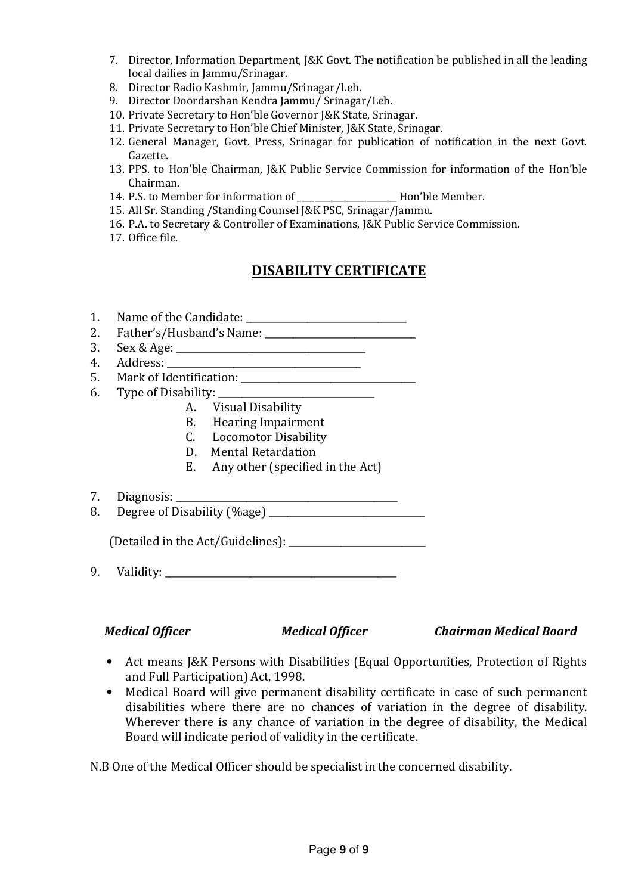7. Director, Information Department, J&K Govt. The notification be published in all the leading local dailies in Jammu/Srinagar.
8. Director Radio Kashmir, Jammu/Srinagar/Leh.
9. Director Doordarshan Kendra Jammu/ Srinagar/Leh.
10. Private Secretary to Hon'ble Governor J&K State, Srinagar.
11. Private Secretary to Hon'ble Chief Minister, J&K State, Srinagar.
12. General Manager, Govt. Press, Srinagar for publication of notification in the next Govt. Gazette.
13. PPS. to Hon'ble Chairman, J&K Public Service Commission for information of the Hon'ble Chairman.
14. P.S. to Member for information of ______________________ Hon'ble Member.
15. All Sr. Standing /Standing Counsel J&K PSC, Srinagar/Jammu.
16. P.A. to Secretary & Controller of Examinations, J&K Public Service Commission.
17. Office file.

## DISABILITY CERTIFICATE

1. Name of the Candidate: _______________________________
2. Father's/Husband's Name: _____________________________
3. Sex & Age: ______________________________________
4. Address: _______________________________________
5. Mark of Identification: ___________________________________
6. Type of Disability: ______________________________
   - A. Visual Disability
   - B. Hearing Impairment
   - C. Locomotor Disability
   - D. Mental Retardation
   - E. Any other (specified in the Act)
7. Diagnosis: ____________________________________________
8. Degree of Disability (%age) ______________________________

   (Detailed in the Act/Guidelines): __________________________

9. Validity: _____________________________________________

***Medical Officer*** &nbsp;&nbsp;&nbsp;&nbsp;&nbsp;&nbsp;&nbsp;&nbsp; ***Medical Officer*** &nbsp;&nbsp;&nbsp;&nbsp;&nbsp;&nbsp;&nbsp;&nbsp; ***Chairman Medical Board***

- Act means J&K Persons with Disabilities (Equal Opportunities, Protection of Rights and Full Participation) Act, 1998.
- Medical Board will give permanent disability certificate in case of such permanent disabilities where there are no chances of variation in the degree of disability. Wherever there is any chance of variation in the degree of disability, the Medical Board will indicate period of validity in the certificate.

N.B One of the Medical Officer should be specialist in the concerned disability.